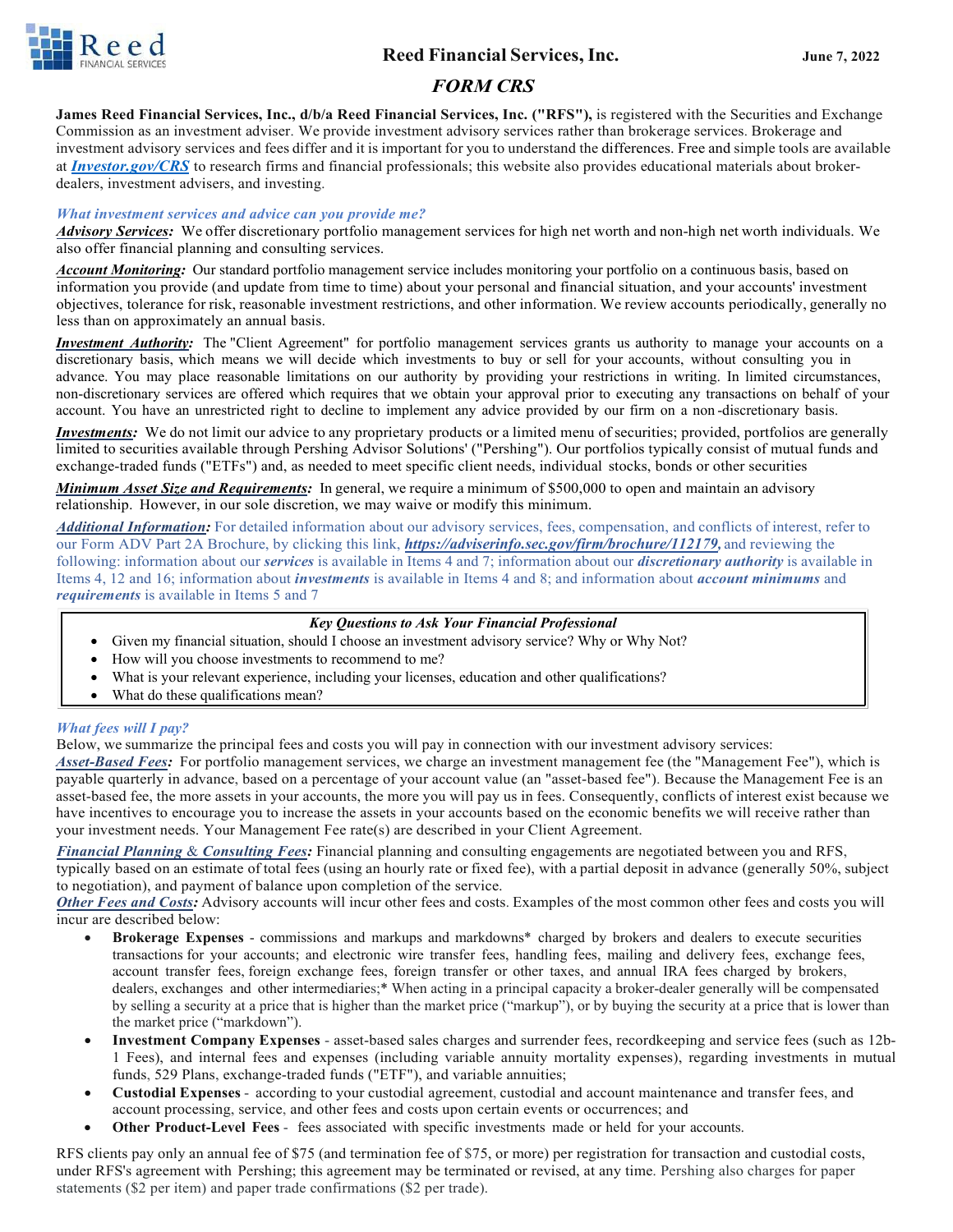# Reed Financial Services, Inc.

June 7, 2022

## FORM CRS

**James Reed Financial Services, Inc., d/b/a Reed Financial Services, Inc. ("RFS"),** is registered with the Securities and Exchange Commission as an investment adviser. We provide investment advisory services rather than brokerage services. Brokerage and investment advisory services and fees differ and it is important for you to understand the differences. Free and simple tools are available at ***Investor.gov/CRS*** to research firms and financial professionals; this website also provides educational materials about broker-dealers, investment advisers, and investing.

### *What investment services and advice can you provide me?*

***Advisory Services:*** We offer discretionary portfolio management services for high net worth and non-high net worth individuals. We also offer financial planning and consulting services.

***Account Monitoring:*** Our standard portfolio management service includes monitoring your portfolio on a continuous basis, based on information you provide (and update from time to time) about your personal and financial situation, and your accounts' investment objectives, tolerance for risk, reasonable investment restrictions, and other information. We review accounts periodically, generally no less than on approximately an annual basis.

***Investment Authority:*** The "Client Agreement" for portfolio management services grants us authority to manage your accounts on a discretionary basis, which means we will decide which investments to buy or sell for your accounts, without consulting you in advance. You may place reasonable limitations on our authority by providing your restrictions in writing. In limited circumstances, non-discretionary services are offered which requires that we obtain your approval prior to executing any transactions on behalf of your account. You have an unrestricted right to decline to implement any advice provided by our firm on a non-discretionary basis.

***Investments:*** We do not limit our advice to any proprietary products or a limited menu of securities; provided, portfolios are generally limited to securities available through Pershing Advisor Solutions' ("Pershing"). Our portfolios typically consist of mutual funds and exchange-traded funds ("ETFs") and, as needed to meet specific client needs, individual stocks, bonds or other securities

***Minimum Asset Size and Requirements:*** In general, we require a minimum of $500,000 to open and maintain an advisory relationship. However, in our sole discretion, we may waive or modify this minimum.

***Additional Information:*** For detailed information about our advisory services, fees, compensation, and conflicts of interest, refer to our Form ADV Part 2A Brochure, by clicking this link, ***https://adviserinfo.sec.gov/firm/brochure/112179,*** and reviewing the following: information about our ***services*** is available in Items 4 and 7; information about our ***discretionary authority*** is available in Items 4, 12 and 16; information about ***investments*** is available in Items 4 and 8; and information about ***account minimums*** and ***requirements*** is available in Items 5 and 7

> ***Key Questions to Ask Your Financial Professional***
> - Given my financial situation, should I choose an investment advisory service? Why or Why Not?
> - How will you choose investments to recommend to me?
> - What is your relevant experience, including your licenses, education and other qualifications?
> - What do these qualifications mean?

### *What fees will I pay?*

Below, we summarize the principal fees and costs you will pay in connection with our investment advisory services:

***Asset-Based Fees:*** For portfolio management services, we charge an investment management fee (the "Management Fee"), which is payable quarterly in advance, based on a percentage of your account value (an "asset-based fee"). Because the Management Fee is an asset-based fee, the more assets in your accounts, the more you will pay us in fees. Consequently, conflicts of interest exist because we have incentives to encourage you to increase the assets in your accounts based on the economic benefits we will receive rather than your investment needs. Your Management Fee rate(s) are described in your Client Agreement.

***Financial Planning & Consulting Fees:*** Financial planning and consulting engagements are negotiated between you and RFS, typically based on an estimate of total fees (using an hourly rate or fixed fee), with a partial deposit in advance (generally 50%, subject to negotiation), and payment of balance upon completion of the service.

***Other Fees and Costs:*** Advisory accounts will incur other fees and costs. Examples of the most common other fees and costs you will incur are described below:

- **Brokerage Expenses** - commissions and markups and markdowns* charged by brokers and dealers to execute securities transactions for your accounts; and electronic wire transfer fees, handling fees, mailing and delivery fees, exchange fees, account transfer fees, foreign exchange fees, foreign transfer or other taxes, and annual IRA fees charged by brokers, dealers, exchanges and other intermediaries;* When acting in a principal capacity a broker-dealer generally will be compensated by selling a security at a price that is higher than the market price ("markup"), or by buying the security at a price that is lower than the market price ("markdown").
- **Investment Company Expenses** - asset-based sales charges and surrender fees, recordkeeping and service fees (such as 12b-1 Fees), and internal fees and expenses (including variable annuity mortality expenses), regarding investments in mutual funds, 529 Plans, exchange-traded funds ("ETF"), and variable annuities;
- **Custodial Expenses** - according to your custodial agreement, custodial and account maintenance and transfer fees, and account processing, service, and other fees and costs upon certain events or occurrences; and
- **Other Product-Level Fees** - fees associated with specific investments made or held for your accounts.

RFS clients pay only an annual fee of $75 (and termination fee of $75, or more) per registration for transaction and custodial costs, under RFS's agreement with Pershing; this agreement may be terminated or revised, at any time. Pershing also charges for paper statements ($2 per item) and paper trade confirmations ($2 per trade).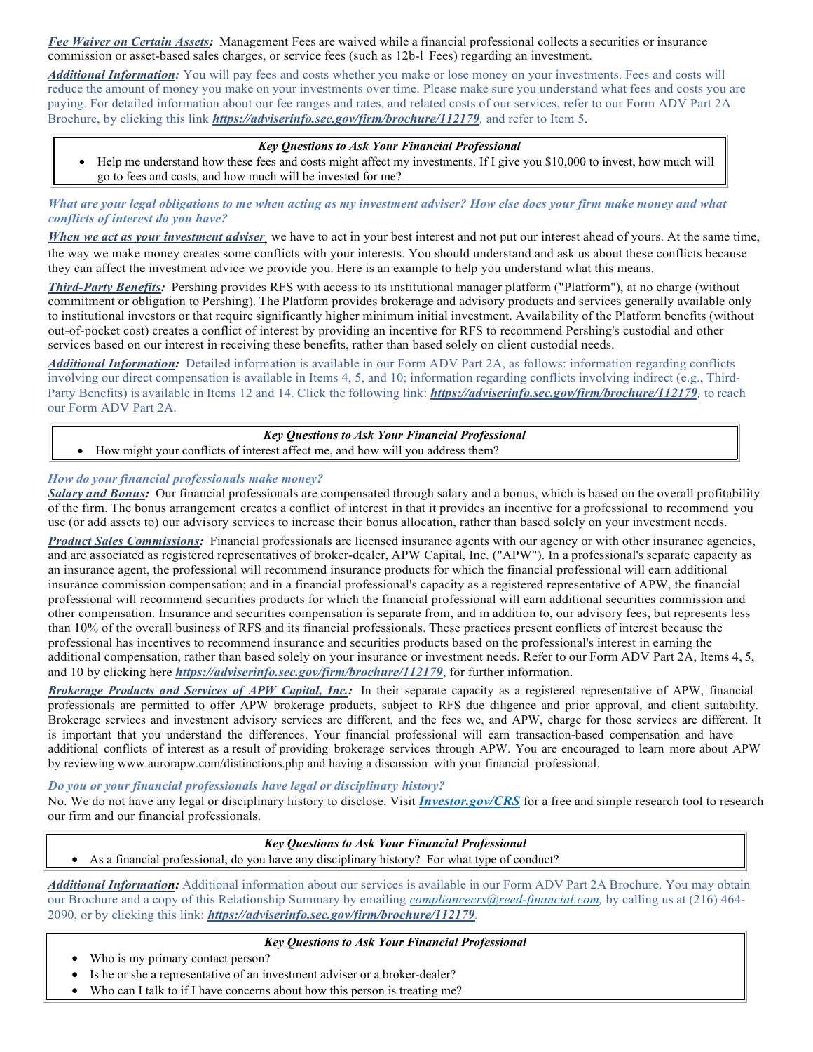***Fee Waiver on Certain Assets:*** Management Fees are waived while a financial professional collects a securities or insurance commission or asset-based sales charges, or service fees (such as 12b-l Fees) regarding an investment.

***Additional Information:*** You will pay fees and costs whether you make or lose money on your investments. Fees and costs will reduce the amount of money you make on your investments over time. Please make sure you understand what fees and costs you are paying. For detailed information about our fee ranges and rates, and related costs of our services, refer to our Form ADV Part 2A Brochure, by clicking this link ***https://adviserinfo.sec.gov/firm/brochure/112179***, and refer to Item 5.

> ***Key Questions to Ask Your Financial Professional***
> - Help me understand how these fees and costs might affect my investments. If I give you $10,000 to invest, how much will go to fees and costs, and how much will be invested for me?

***What are your legal obligations to me when acting as my investment adviser? How else does your firm make money and what conflicts of interest do you have?***

***When we act as your investment adviser***, we have to act in your best interest and not put our interest ahead of yours. At the same time, the way we make money creates some conflicts with your interests. You should understand and ask us about these conflicts because they can affect the investment advice we provide you. Here is an example to help you understand what this means.

***Third-Party Benefits:*** Pershing provides RFS with access to its institutional manager platform ("Platform"), at no charge (without commitment or obligation to Pershing). The Platform provides brokerage and advisory products and services generally available only to institutional investors or that require significantly higher minimum initial investment. Availability of the Platform benefits (without out-of-pocket cost) creates a conflict of interest by providing an incentive for RFS to recommend Pershing's custodial and other services based on our interest in receiving these benefits, rather than based solely on client custodial needs.

***Additional Information:*** Detailed information is available in our Form ADV Part 2A, as follows: information regarding conflicts involving our direct compensation is available in Items 4, 5, and 10; information regarding conflicts involving indirect (e.g., Third-Party Benefits) is available in Items 12 and 14. Click the following link: ***https://adviserinfo.sec.gov/firm/brochure/112179***, to reach our Form ADV Part 2A.

> ***Key Questions to Ask Your Financial Professional***
> - How might your conflicts of interest affect me, and how will you address them?

***How do your financial professionals make money?***

***Salary and Bonus:*** Our financial professionals are compensated through salary and a bonus, which is based on the overall profitability of the firm. The bonus arrangement creates a conflict of interest in that it provides an incentive for a professional to recommend you use (or add assets to) our advisory services to increase their bonus allocation, rather than based solely on your investment needs.

***Product Sales Commissions:*** Financial professionals are licensed insurance agents with our agency or with other insurance agencies, and are associated as registered representatives of broker-dealer, APW Capital, Inc. ("APW"). In a professional's separate capacity as an insurance agent, the professional will recommend insurance products for which the financial professional will earn additional insurance commission compensation; and in a financial professional's capacity as a registered representative of APW, the financial professional will recommend securities products for which the financial professional will earn additional securities commission and other compensation. Insurance and securities compensation is separate from, and in addition to, our advisory fees, but represents less than 10% of the overall business of RFS and its financial professionals. These practices present conflicts of interest because the professional has incentives to recommend insurance and securities products based on the professional's interest in earning the additional compensation, rather than based solely on your insurance or investment needs. Refer to our Form ADV Part 2A, Items 4, 5, and 10 by clicking here ***https://adviserinfo.sec.gov/firm/brochure/112179***, for further information.

***Brokerage Products and Services of APW Capital, Inc.:*** In their separate capacity as a registered representative of APW, financial professionals are permitted to offer APW brokerage products, subject to RFS due diligence and prior approval, and client suitability. Brokerage services and investment advisory services are different, and the fees we, and APW, charge for those services are different. It is important that you understand the differences. Your financial professional will earn transaction-based compensation and have additional conflicts of interest as a result of providing brokerage services through APW. You are encouraged to learn more about APW by reviewing www.aurorapw.com/distinctions.php and having a discussion with your financial professional.

***Do you or your financial professionals have legal or disciplinary history?***

No. We do not have any legal or disciplinary history to disclose. Visit ***Investor.gov/CRS*** for a free and simple research tool to research our firm and our financial professionals.

> ***Key Questions to Ask Your Financial Professional***
> - As a financial professional, do you have any disciplinary history? For what type of conduct?

***Additional Information:*** Additional information about our services is available in our Form ADV Part 2A Brochure. You may obtain our Brochure and a copy of this Relationship Summary by emailing *compliancecrs@reed-financial.com*, by calling us at (216) 464-2090, or by clicking this link: ***https://adviserinfo.sec.gov/firm/brochure/112179***.

> ***Key Questions to Ask Your Financial Professional***
> - Who is my primary contact person?
> - Is he or she a representative of an investment adviser or a broker-dealer?
> - Who can I talk to if I have concerns about how this person is treating me?